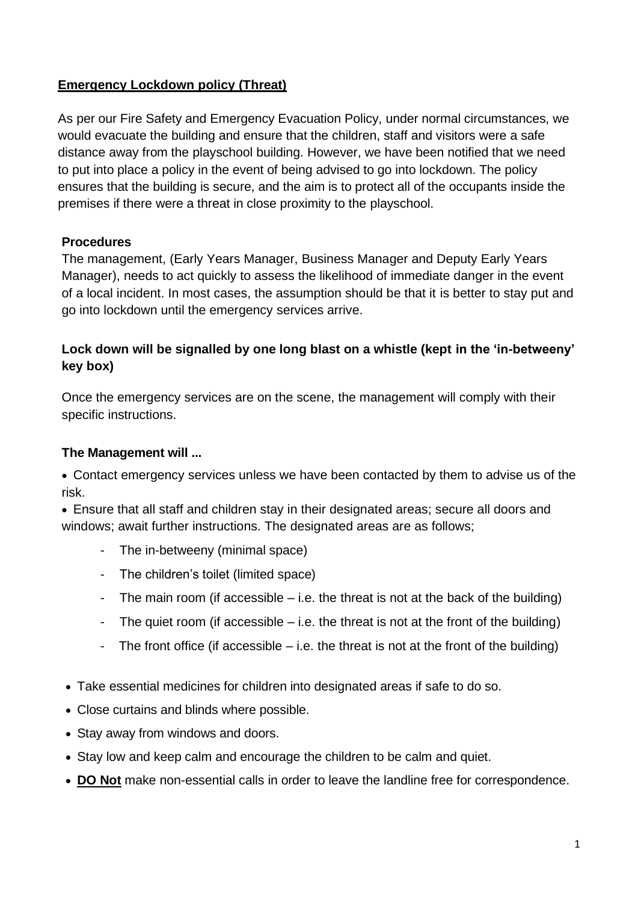## **<u>Emergency Lockdown policy (Threat)</u>**

As per our Fire Safety and Emergency Evacuation Policy, under normal circumstances, we would evacuate the building and ensure that the children, staff and visitors were a safe distance away from the playschool building. However, we have been notified that we need to put into place a policy in the event of being advised to go into lockdown. The policy ensures that the building is secure, and the aim is to protect all of the occupants inside the premises if there were a threat in close proximity to the playschool.

**Procedures**

The management, (Early Years Manager, Business Manager and Deputy Early Years Manager), needs to act quickly to assess the likelihood of immediate danger in the event of a local incident. In most cases, the assumption should be that it is better to stay put and go into lockdown until the emergency services arrive.

**Lock down will be signalled by one long blast on a whistle (kept in the 'in-betweeny' key box)**

Once the emergency services are on the scene, the management will comply with their specific instructions.

**The Management will ...**

- Contact emergency services unless we have been contacted by them to advise us of the risk.
- Ensure that all staff and children stay in their designated areas; secure all doors and windows; await further instructions. The designated areas are as follows;
    - The in-betweeny (minimal space)
    - The children's toilet (limited space)
    - The main room (if accessible – i.e. the threat is not at the back of the building)
    - The quiet room (if accessible – i.e. the threat is not at the front of the building)
    - The front office (if accessible – i.e. the threat is not at the front of the building)
- Take essential medicines for children into designated areas if safe to do so.
- Close curtains and blinds where possible.
- Stay away from windows and doors.
- Stay low and keep calm and encourage the children to be calm and quiet.
- **<u>DO Not</u>** make non-essential calls in order to leave the landline free for correspondence.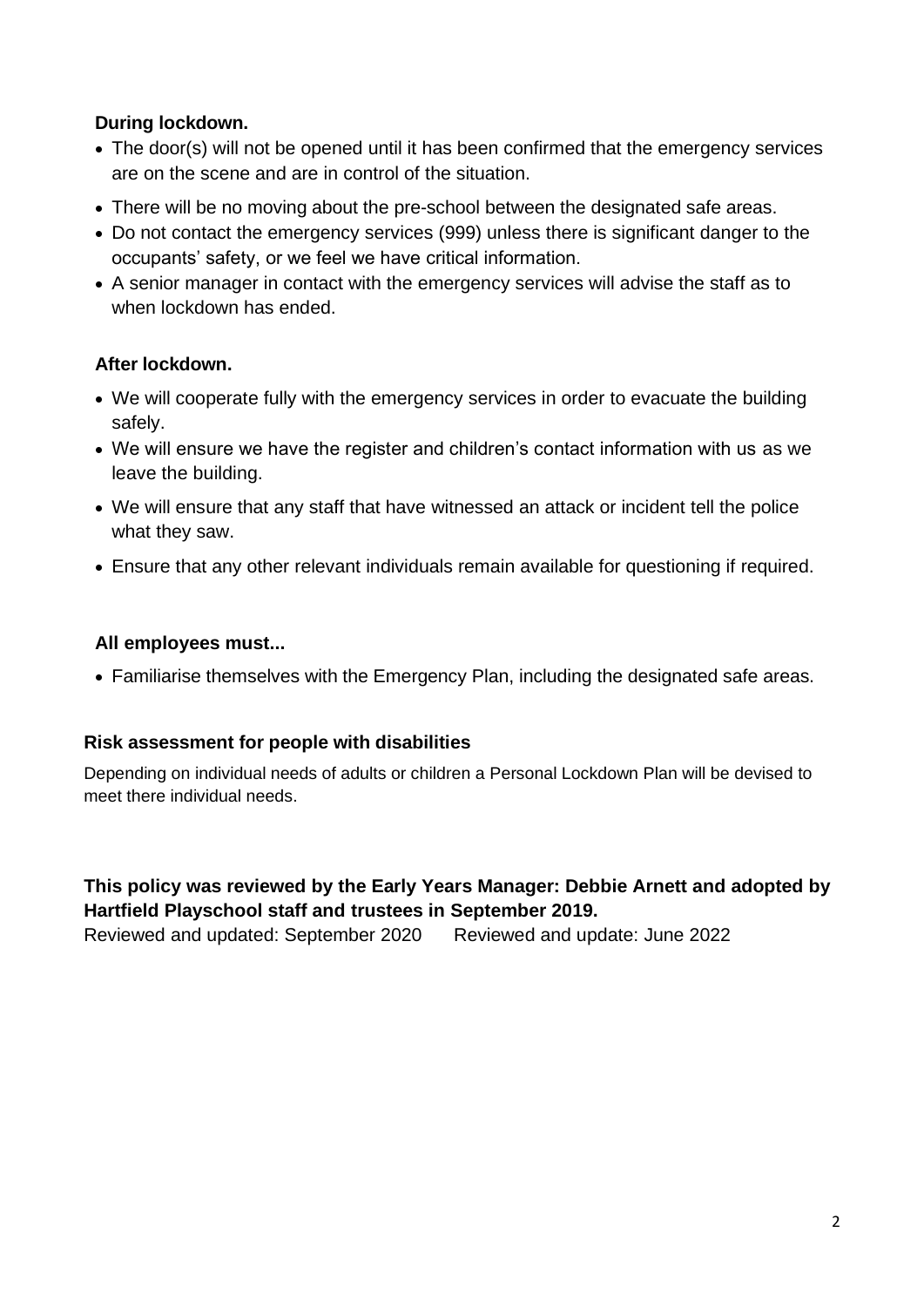### During lockdown.

- The door(s) will not be opened until it has been confirmed that the emergency services are on the scene and are in control of the situation.
- There will be no moving about the pre-school between the designated safe areas.
- Do not contact the emergency services (999) unless there is significant danger to the occupants' safety, or we feel we have critical information.
- A senior manager in contact with the emergency services will advise the staff as to when lockdown has ended.

### After lockdown.

- We will cooperate fully with the emergency services in order to evacuate the building safely.
- We will ensure we have the register and children's contact information with us as we leave the building.
- We will ensure that any staff that have witnessed an attack or incident tell the police what they saw.
- Ensure that any other relevant individuals remain available for questioning if required.

### All employees must...

- Familiarise themselves with the Emergency Plan, including the designated safe areas.

### Risk assessment for people with disabilities

Depending on individual needs of adults or children a Personal Lockdown Plan will be devised to meet there individual needs.

**This policy was reviewed by the Early Years Manager: Debbie Arnett and adopted by Hartfield Playschool staff and trustees in September 2019.**

Reviewed and updated: September 2020 Reviewed and update: June 2022